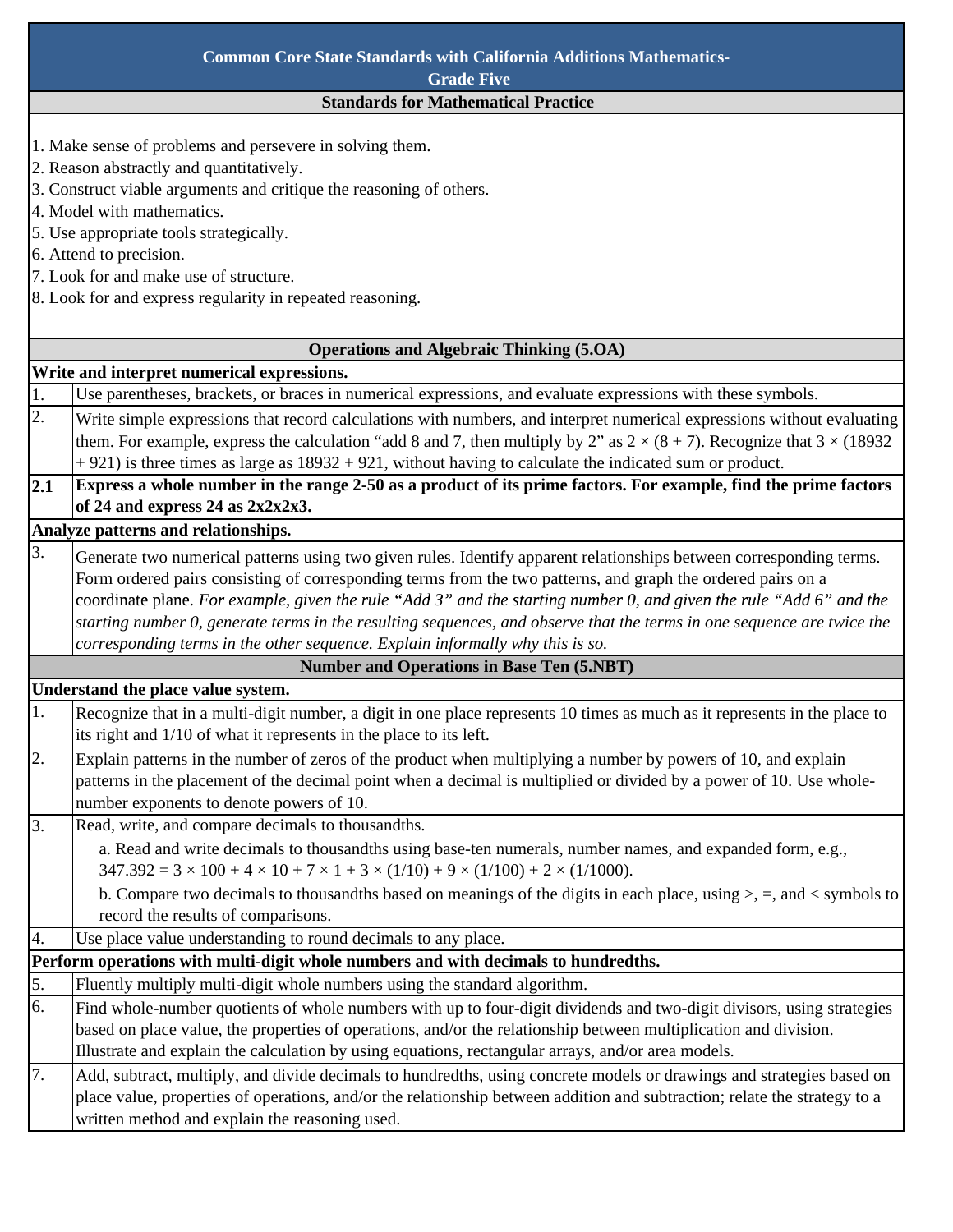# Common Core State Standards with California Additions Mathematics-Grade Five

## Standards for Mathematical Practice

1. Make sense of problems and persevere in solving them.
2. Reason abstractly and quantitatively.
3. Construct viable arguments and critique the reasoning of others.
4. Model with mathematics.
5. Use appropriate tools strategically.
6. Attend to precision.
7. Look for and make use of structure.
8. Look for and express regularity in repeated reasoning.

## Operations and Algebraic Thinking (5.OA)

**Write and interpret numerical expressions.**

| | |
|---|---|
| 1. | Use parentheses, brackets, or braces in numerical expressions, and evaluate expressions with these symbols. |
| 2. | Write simple expressions that record calculations with numbers, and interpret numerical expressions without evaluating them. For example, express the calculation “add 8 and 7, then multiply by 2” as $2 \times (8 + 7)$. Recognize that $3 \times (18932 + 921)$ is three times as large as $18932 + 921$, without having to calculate the indicated sum or product. |
| **2.1** | **Express a whole number in the range 2-50 as a product of its prime factors. For example, find the prime factors of 24 and express 24 as 2x2x2x3.** |

**Analyze patterns and relationships.**

| | |
|---|---|
| 3. | Generate two numerical patterns using two given rules. Identify apparent relationships between corresponding terms. Form ordered pairs consisting of corresponding terms from the two patterns, and graph the ordered pairs on a coordinate plane. *For example, given the rule “Add 3” and the starting number 0, and given the rule “Add 6” and the starting number 0, generate terms in the resulting sequences, and observe that the terms in one sequence are twice the corresponding terms in the other sequence. Explain informally why this is so.* |

## Number and Operations in Base Ten (5.NBT)

**Understand the place value system.**

| | |
|---|---|
| 1. | Recognize that in a multi-digit number, a digit in one place represents 10 times as much as it represents in the place to its right and 1/10 of what it represents in the place to its left. |
| 2. | Explain patterns in the number of zeros of the product when multiplying a number by powers of 10, and explain patterns in the placement of the decimal point when a decimal is multiplied or divided by a power of 10. Use whole-number exponents to denote powers of 10. |
| 3. | Read, write, and compare decimals to thousandths.<br>a. Read and write decimals to thousandths using base-ten numerals, number names, and expanded form, e.g., $347.392 = 3 \times 100 + 4 \times 10 + 7 \times 1 + 3 \times (1/10) + 9 \times (1/100) + 2 \times (1/1000)$.<br>b. Compare two decimals to thousandths based on meanings of the digits in each place, using >, =, and < symbols to record the results of comparisons. |
| 4. | Use place value understanding to round decimals to any place. |

**Perform operations with multi-digit whole numbers and with decimals to hundredths.**

| | |
|---|---|
| 5. | Fluently multiply multi-digit whole numbers using the standard algorithm. |
| 6. | Find whole-number quotients of whole numbers with up to four-digit dividends and two-digit divisors, using strategies based on place value, the properties of operations, and/or the relationship between multiplication and division. Illustrate and explain the calculation by using equations, rectangular arrays, and/or area models. |
| 7. | Add, subtract, multiply, and divide decimals to hundredths, using concrete models or drawings and strategies based on place value, properties of operations, and/or the relationship between addition and subtraction; relate the strategy to a written method and explain the reasoning used. |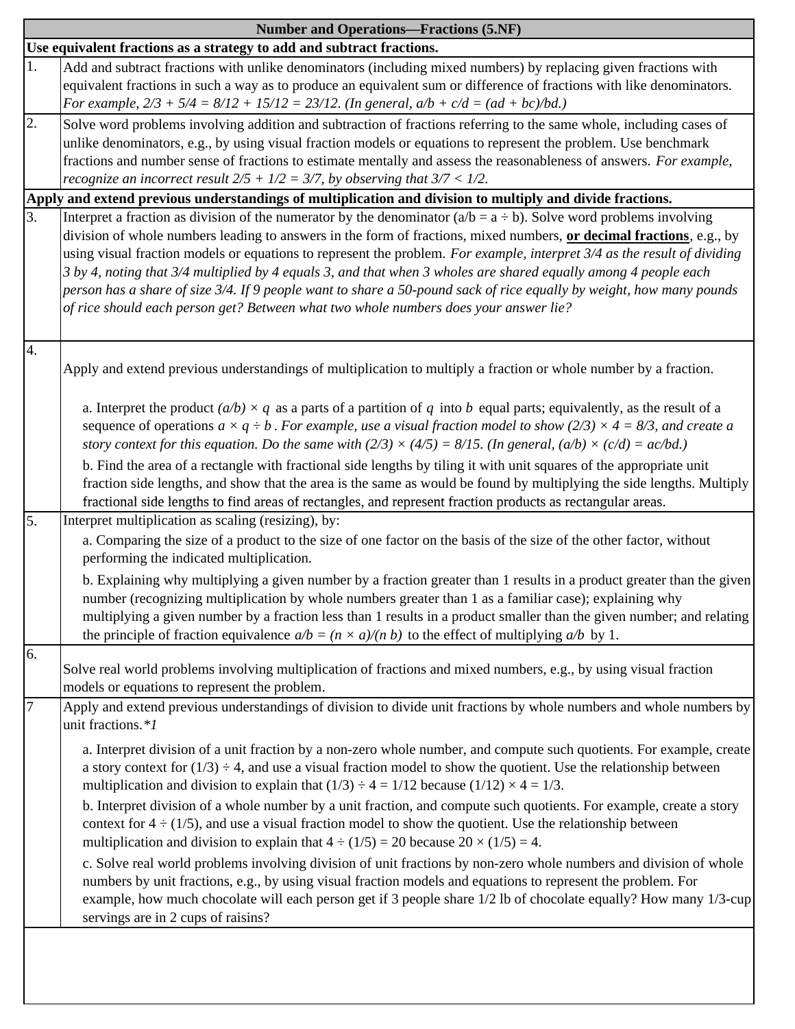| Number and Operations—Fractions (5.NF) | |
|---|---|
| **Use equivalent fractions as a strategy to add and subtract fractions.** | |
| 1. | Add and subtract fractions with unlike denominators (including mixed numbers) by replacing given fractions with equivalent fractions in such a way as to produce an equivalent sum or difference of fractions with like denominators. *For example, $2/3 + 5/4 = 8/12 + 15/12 = 23/12$. (In general, $a/b + c/d = (ad + bc)/bd$.)* |
| 2. | Solve word problems involving addition and subtraction of fractions referring to the same whole, including cases of unlike denominators, e.g., by using visual fraction models or equations to represent the problem. Use benchmark fractions and number sense of fractions to estimate mentally and assess the reasonableness of answers. *For example, recognize an incorrect result $2/5 + 1/2 = 3/7$, by observing that $3/7 < 1/2$.* |
| **Apply and extend previous understandings of multiplication and division to multiply and divide fractions.** | |
| 3. | Interpret a fraction as division of the numerator by the denominator ($a/b = a \div b$). Solve word problems involving division of whole numbers leading to answers in the form of fractions, mixed numbers, **<u>or decimal fractions</u>**, e.g., by using visual fraction models or equations to represent the problem. *For example, interpret 3/4 as the result of dividing 3 by 4, noting that 3/4 multiplied by 4 equals 3, and that when 3 wholes are shared equally among 4 people each person has a share of size 3/4. If 9 people want to share a 50-pound sack of rice equally by weight, how many pounds of rice should each person get? Between what two whole numbers does your answer lie?* |
| 4. | Apply and extend previous understandings of multiplication to multiply a fraction or whole number by a fraction.<br><br>a. Interpret the product $(a/b) \times q$ as a parts of a partition of $q$ into $b$ equal parts; equivalently, as the result of a sequence of operations $a \times q \div b$. *For example, use a visual fraction model to show $(2/3) \times 4 = 8/3$, and create a story context for this equation. Do the same with $(2/3) \times (4/5) = 8/15$. (In general, $(a/b) \times (c/d) = ac/bd$.)*<br><br>b. Find the area of a rectangle with fractional side lengths by tiling it with unit squares of the appropriate unit fraction side lengths, and show that the area is the same as would be found by multiplying the side lengths. Multiply fractional side lengths to find areas of rectangles, and represent fraction products as rectangular areas. |
| 5. | Interpret multiplication as scaling (resizing), by:<br><br>a. Comparing the size of a product to the size of one factor on the basis of the size of the other factor, without performing the indicated multiplication.<br><br>b. Explaining why multiplying a given number by a fraction greater than 1 results in a product greater than the given number (recognizing multiplication by whole numbers greater than 1 as a familiar case); explaining why multiplying a given number by a fraction less than 1 results in a product smaller than the given number; and relating the principle of fraction equivalence $a/b = (n \times a)/(n\ b)$ to the effect of multiplying $a/b$ by 1. |
| 6. | Solve real world problems involving multiplication of fractions and mixed numbers, e.g., by using visual fraction models or equations to represent the problem. |
| 7 | Apply and extend previous understandings of division to divide unit fractions by whole numbers and whole numbers by unit fractions.*\*1*<br><br>a. Interpret division of a unit fraction by a non-zero whole number, and compute such quotients. For example, create a story context for $(1/3) \div 4$, and use a visual fraction model to show the quotient. Use the relationship between multiplication and division to explain that $(1/3) \div 4 = 1/12$ because $(1/12) \times 4 = 1/3$.<br><br>b. Interpret division of a whole number by a unit fraction, and compute such quotients. For example, create a story context for $4 \div (1/5)$, and use a visual fraction model to show the quotient. Use the relationship between multiplication and division to explain that $4 \div (1/5) = 20$ because $20 \times (1/5) = 4$.<br><br>c. Solve real world problems involving division of unit fractions by non-zero whole numbers and division of whole numbers by unit fractions, e.g., by using visual fraction models and equations to represent the problem. For example, how much chocolate will each person get if 3 people share 1/2 lb of chocolate equally? How many 1/3-cup servings are in 2 cups of raisins? |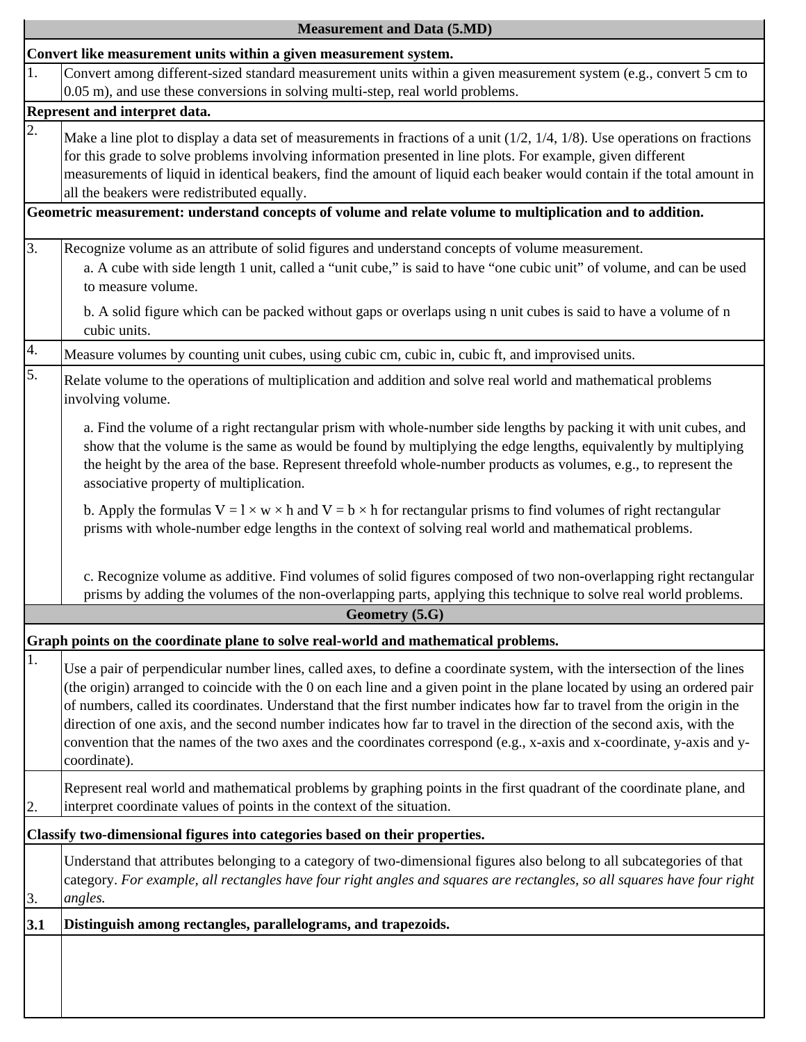| Measurement and Data (5.MD) | |
|---|---|
| **Convert like measurement units within a given measurement system.** | |
| 1. | Convert among different-sized standard measurement units within a given measurement system (e.g., convert 5 cm to 0.05 m), and use these conversions in solving multi-step, real world problems. |
| **Represent and interpret data.** | |
| 2. | Make a line plot to display a data set of measurements in fractions of a unit (1/2, 1/4, 1/8). Use operations on fractions for this grade to solve problems involving information presented in line plots. For example, given different measurements of liquid in identical beakers, find the amount of liquid each beaker would contain if the total amount in all the beakers were redistributed equally. |
| **Geometric measurement: understand concepts of volume and relate volume to multiplication and to addition.** | |
| 3. | Recognize volume as an attribute of solid figures and understand concepts of volume measurement.<br>a. A cube with side length 1 unit, called a "unit cube," is said to have "one cubic unit" of volume, and can be used to measure volume.<br>b. A solid figure which can be packed without gaps or overlaps using n unit cubes is said to have a volume of n cubic units. |
| 4. | Measure volumes by counting unit cubes, using cubic cm, cubic in, cubic ft, and improvised units. |
| 5. | Relate volume to the operations of multiplication and addition and solve real world and mathematical problems involving volume.<br>a. Find the volume of a right rectangular prism with whole-number side lengths by packing it with unit cubes, and show that the volume is the same as would be found by multiplying the edge lengths, equivalently by multiplying the height by the area of the base. Represent threefold whole-number products as volumes, e.g., to represent the associative property of multiplication.<br>b. Apply the formulas $V = l \times w \times h$ and $V = b \times h$ for rectangular prisms to find volumes of right rectangular prisms with whole-number edge lengths in the context of solving real world and mathematical problems.<br>c. Recognize volume as additive. Find volumes of solid figures composed of two non-overlapping right rectangular prisms by adding the volumes of the non-overlapping parts, applying this technique to solve real world problems. |
| **Geometry (5.G)** | |
| **Graph points on the coordinate plane to solve real-world and mathematical problems.** | |
| 1. | Use a pair of perpendicular number lines, called axes, to define a coordinate system, with the intersection of the lines (the origin) arranged to coincide with the 0 on each line and a given point in the plane located by using an ordered pair of numbers, called its coordinates. Understand that the first number indicates how far to travel from the origin in the direction of one axis, and the second number indicates how far to travel in the direction of the second axis, with the convention that the names of the two axes and the coordinates correspond (e.g., x-axis and x-coordinate, y-axis and y-coordinate). |
| 2. | Represent real world and mathematical problems by graphing points in the first quadrant of the coordinate plane, and interpret coordinate values of points in the context of the situation. |
| **Classify two-dimensional figures into categories based on their properties.** | |
| 3. | Understand that attributes belonging to a category of two-dimensional figures also belong to all subcategories of that category. *For example, all rectangles have four right angles and squares are rectangles, so all squares have four right angles.* |
| **3.1** | **Distinguish among rectangles, parallelograms, and trapezoids.** |
| | |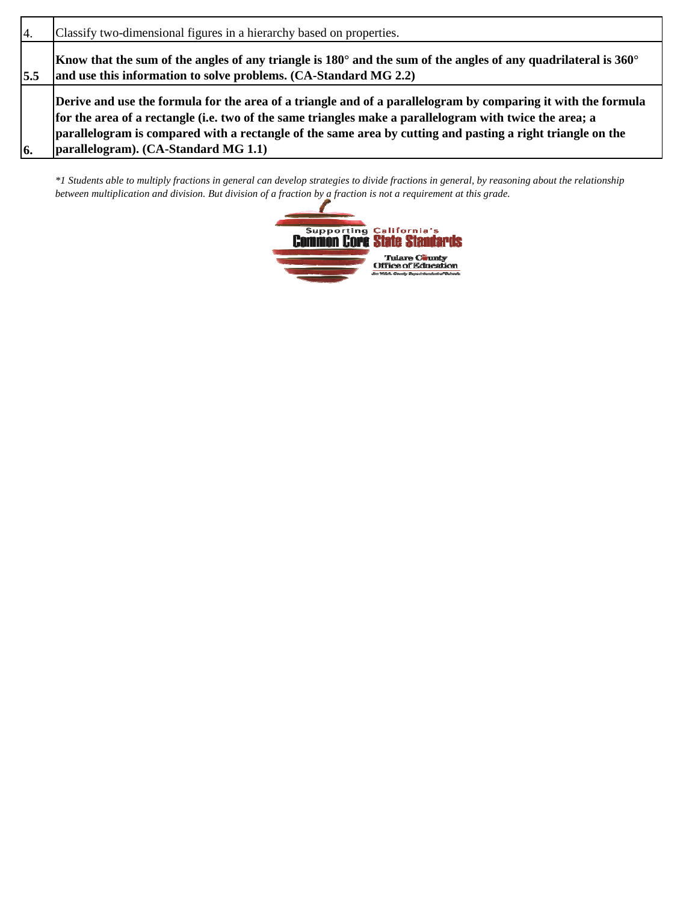| | |
|---|---|
| 4. | Classify two-dimensional figures in a hierarchy based on properties. |
| **5.5** | **Know that the sum of the angles of any triangle is 180° and the sum of the angles of any quadrilateral is 360° and use this information to solve problems. (CA-Standard MG 2.2)** |
| **6.** | **Derive and use the formula for the area of a triangle and of a parallelogram by comparing it with the formula for the area of a rectangle (i.e. two of the same triangles make a parallelogram with twice the area; a parallelogram is compared with a rectangle of the same area by cutting and pasting a right triangle on the parallelogram). (CA-Standard MG 1.1)** |

*\*1 Students able to multiply fractions in general can develop strategies to divide fractions in general, by reasoning about the relationship between multiplication and division. But division of a fraction by a fraction is not a requirement at this grade.*

Supporting California's Common Core State Standards

Tulare County Office of Education